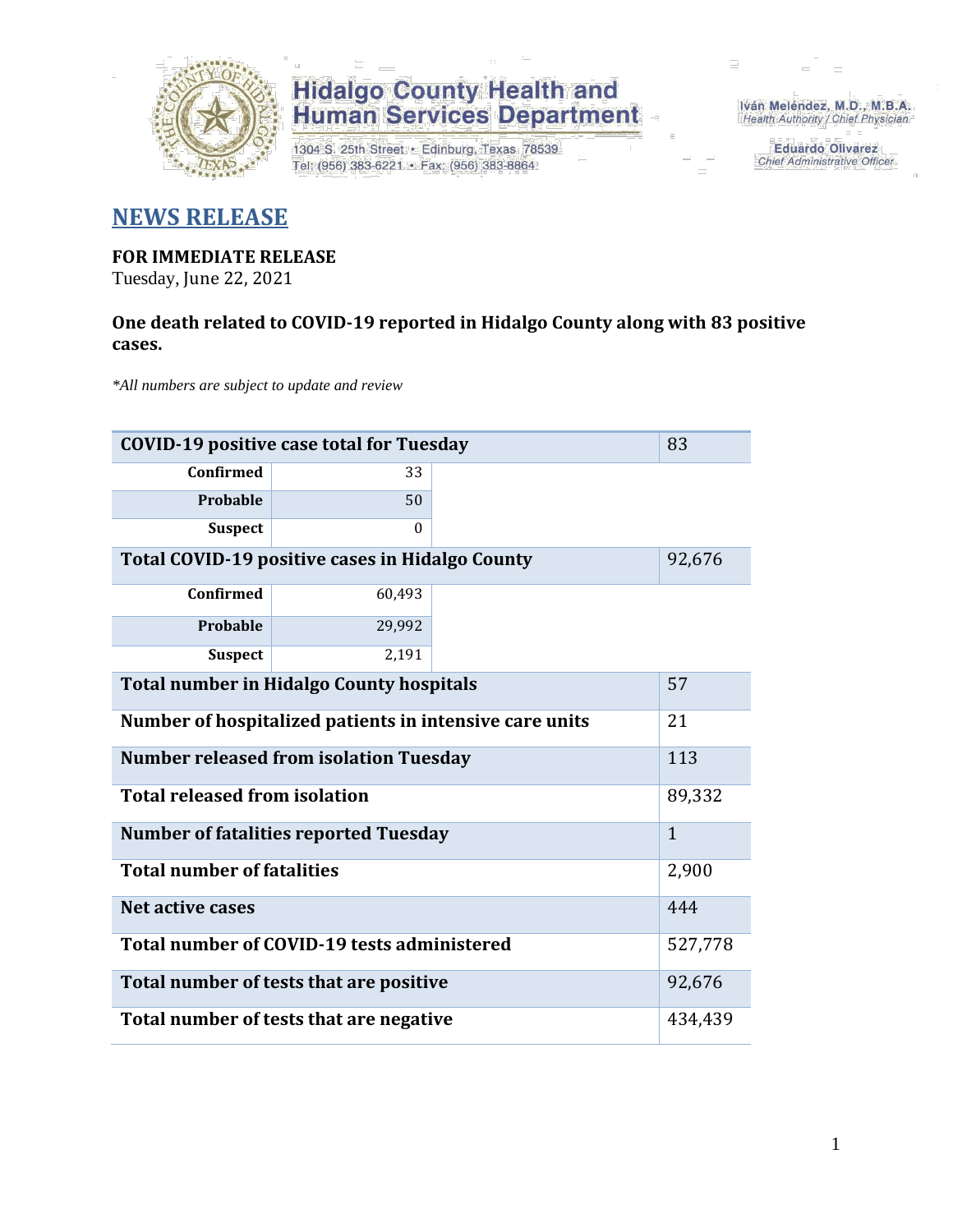Hidalgo County Health and Human Services Department

1304 S. 25th Street • Edinburg, Texas 78539
Tel: (956) 383-6221 • Fax: (956) 383-8864

Iván Meléndez, M.D., M.B.A.
Health Authority / Chief Physician

Eduardo Olivarez
Chief Administrative Officer

## NEWS RELEASE

**FOR IMMEDIATE RELEASE**
Tuesday, June 22, 2021

**One death related to COVID-19 reported in Hidalgo County along with 83 positive cases.**

*\*All numbers are subject to update and review*

| | | |
|---|---|---|
| **COVID-19 positive case total for Tuesday** | | 83 |
| **Confirmed** | 33 | |
| **Probable** | 50 | |
| **Suspect** | 0 | |
| **Total COVID-19 positive cases in Hidalgo County** | | 92,676 |
| **Confirmed** | 60,493 | |
| **Probable** | 29,992 | |
| **Suspect** | 2,191 | |
| **Total number in Hidalgo County hospitals** | | 57 |
| **Number of hospitalized patients in intensive care units** | | 21 |
| **Number released from isolation Tuesday** | | 113 |
| **Total released from isolation** | | 89,332 |
| **Number of fatalities reported Tuesday** | | 1 |
| **Total number of fatalities** | | 2,900 |
| **Net active cases** | | 444 |
| **Total number of COVID-19 tests administered** | | 527,778 |
| **Total number of tests that are positive** | | 92,676 |
| **Total number of tests that are negative** | | 434,439 |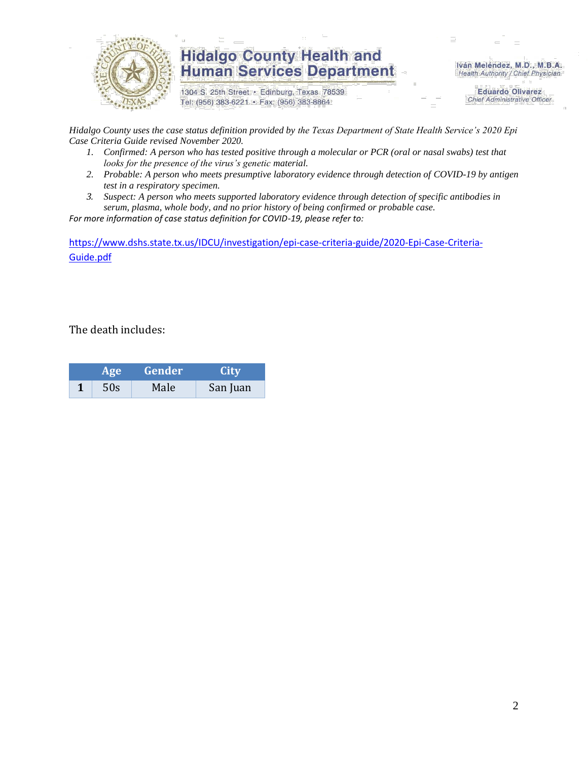*Hidalgo County uses the case status definition provided by the Texas Department of State Health Service's 2020 Epi Case Criteria Guide revised November 2020.*

1. *Confirmed: A person who has tested positive through a molecular or PCR (oral or nasal swabs) test that looks for the presence of the virus's genetic material.*
2. *Probable: A person who meets presumptive laboratory evidence through detection of COVID-19 by antigen test in a respiratory specimen.*
3. *Suspect: A person who meets supported laboratory evidence through detection of specific antibodies in serum, plasma, whole body, and no prior history of being confirmed or probable case.*

*For more information of case status definition for COVID-19, please refer to:*

https://www.dshs.state.tx.us/IDCU/investigation/epi-case-criteria-guide/2020-Epi-Case-Criteria-Guide.pdf

The death includes:

| | Age | Gender | City |
|---|---|---|---|
| **1** | 50s | Male | San Juan |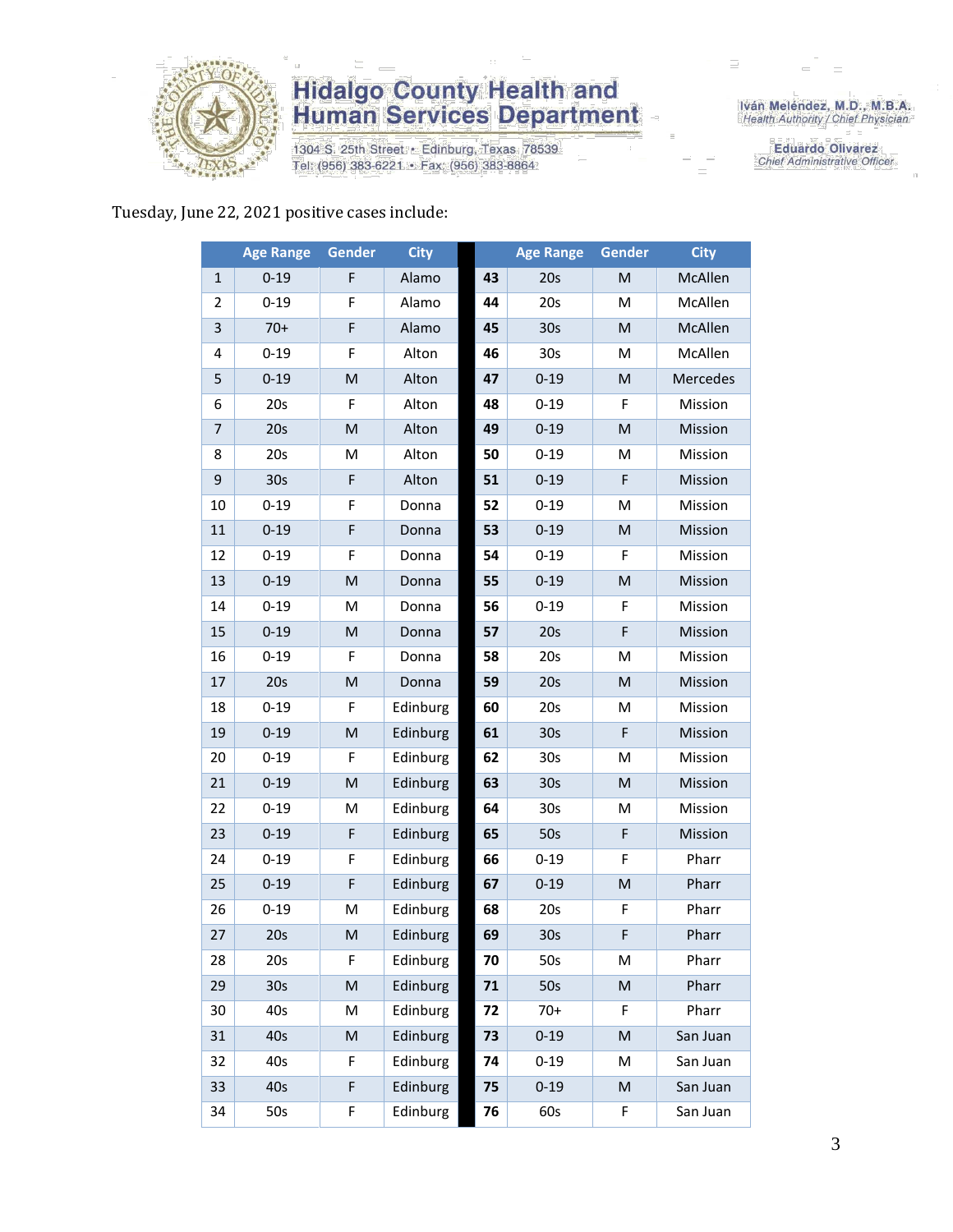Tuesday, June 22, 2021 positive cases include:

| | Age Range | Gender | City | | Age Range | Gender | City |
|---|---|---|---|---|---|---|---|
| 1 | 0-19 | F | Alamo | 43 | 20s | M | McAllen |
| 2 | 0-19 | F | Alamo | 44 | 20s | M | McAllen |
| 3 | 70+ | F | Alamo | 45 | 30s | M | McAllen |
| 4 | 0-19 | F | Alton | 46 | 30s | M | McAllen |
| 5 | 0-19 | M | Alton | 47 | 0-19 | M | Mercedes |
| 6 | 20s | F | Alton | 48 | 0-19 | F | Mission |
| 7 | 20s | M | Alton | 49 | 0-19 | M | Mission |
| 8 | 20s | M | Alton | 50 | 0-19 | M | Mission |
| 9 | 30s | F | Alton | 51 | 0-19 | F | Mission |
| 10 | 0-19 | F | Donna | 52 | 0-19 | M | Mission |
| 11 | 0-19 | F | Donna | 53 | 0-19 | M | Mission |
| 12 | 0-19 | F | Donna | 54 | 0-19 | F | Mission |
| 13 | 0-19 | M | Donna | 55 | 0-19 | M | Mission |
| 14 | 0-19 | M | Donna | 56 | 0-19 | F | Mission |
| 15 | 0-19 | M | Donna | 57 | 20s | F | Mission |
| 16 | 0-19 | F | Donna | 58 | 20s | M | Mission |
| 17 | 20s | M | Donna | 59 | 20s | M | Mission |
| 18 | 0-19 | F | Edinburg | 60 | 20s | M | Mission |
| 19 | 0-19 | M | Edinburg | 61 | 30s | F | Mission |
| 20 | 0-19 | F | Edinburg | 62 | 30s | M | Mission |
| 21 | 0-19 | M | Edinburg | 63 | 30s | M | Mission |
| 22 | 0-19 | M | Edinburg | 64 | 30s | M | Mission |
| 23 | 0-19 | F | Edinburg | 65 | 50s | F | Mission |
| 24 | 0-19 | F | Edinburg | 66 | 0-19 | F | Pharr |
| 25 | 0-19 | F | Edinburg | 67 | 0-19 | M | Pharr |
| 26 | 0-19 | M | Edinburg | 68 | 20s | F | Pharr |
| 27 | 20s | M | Edinburg | 69 | 30s | F | Pharr |
| 28 | 20s | F | Edinburg | 70 | 50s | M | Pharr |
| 29 | 30s | M | Edinburg | 71 | 50s | M | Pharr |
| 30 | 40s | M | Edinburg | 72 | 70+ | F | Pharr |
| 31 | 40s | M | Edinburg | 73 | 0-19 | M | San Juan |
| 32 | 40s | F | Edinburg | 74 | 0-19 | M | San Juan |
| 33 | 40s | F | Edinburg | 75 | 0-19 | M | San Juan |
| 34 | 50s | F | Edinburg | 76 | 60s | F | San Juan |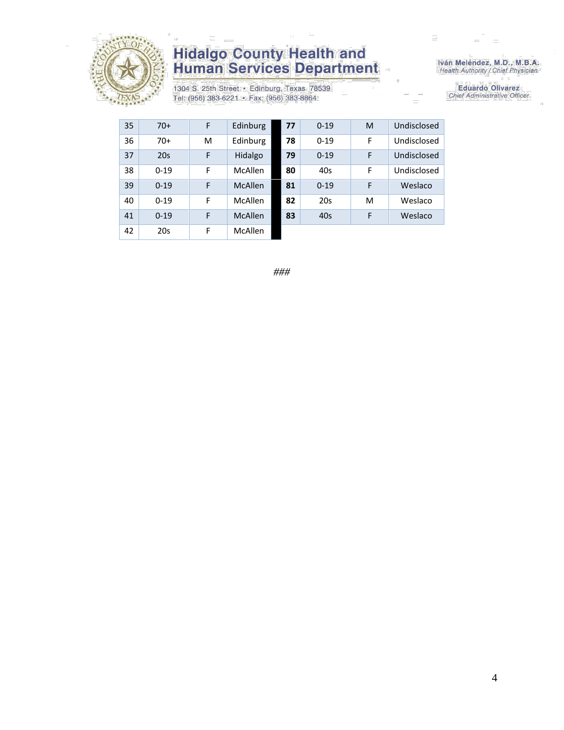| | | | | | | | | |
|---|---|---|---|---|---|---|---|---|
| 35 | 70+ | F | Edinburg | | **77** | 0-19 | M | Undisclosed |
| 36 | 70+ | M | Edinburg | | **78** | 0-19 | F | Undisclosed |
| 37 | 20s | F | Hidalgo | | **79** | 0-19 | F | Undisclosed |
| 38 | 0-19 | F | McAllen | | **80** | 40s | F | Undisclosed |
| 39 | 0-19 | F | McAllen | | **81** | 0-19 | F | Weslaco |
| 40 | 0-19 | F | McAllen | | **82** | 20s | M | Weslaco |
| 41 | 0-19 | F | McAllen | | **83** | 40s | F | Weslaco |
| 42 | 20s | F | McAllen | | | | | |

###